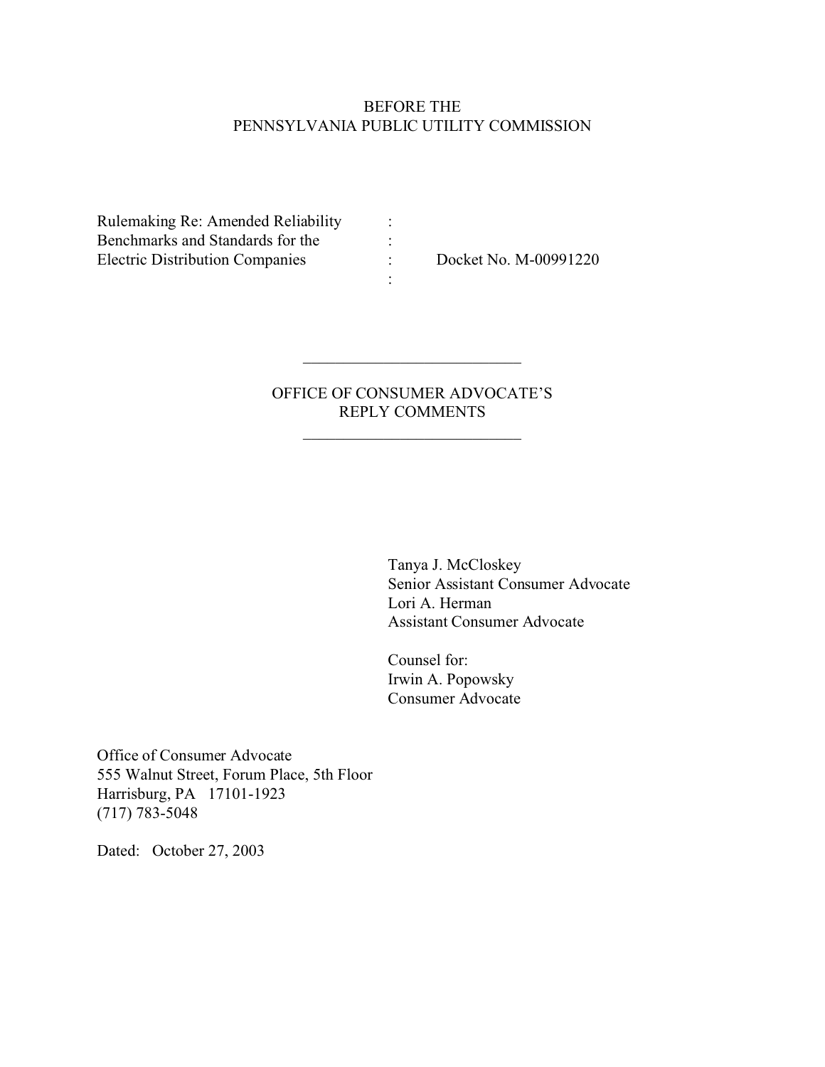BEFORE THE
PENNSYLVANIA PUBLIC UTILITY COMMISSION

| | | |
|---|---|---|
| Rulemaking Re: Amended Reliability | : | |
| Benchmarks and Standards for the | : | |
| Electric Distribution Companies | : | Docket No. M-00991220 |
| | : | |

---

OFFICE OF CONSUMER ADVOCATE'S
REPLY COMMENTS

---

Tanya J. McCloskey
Senior Assistant Consumer Advocate
Lori A. Herman
Assistant Consumer Advocate

Counsel for:
Irwin A. Popowsky
Consumer Advocate

Office of Consumer Advocate
555 Walnut Street, Forum Place, 5th Floor
Harrisburg, PA 17101-1923
(717) 783-5048

Dated: October 27, 2003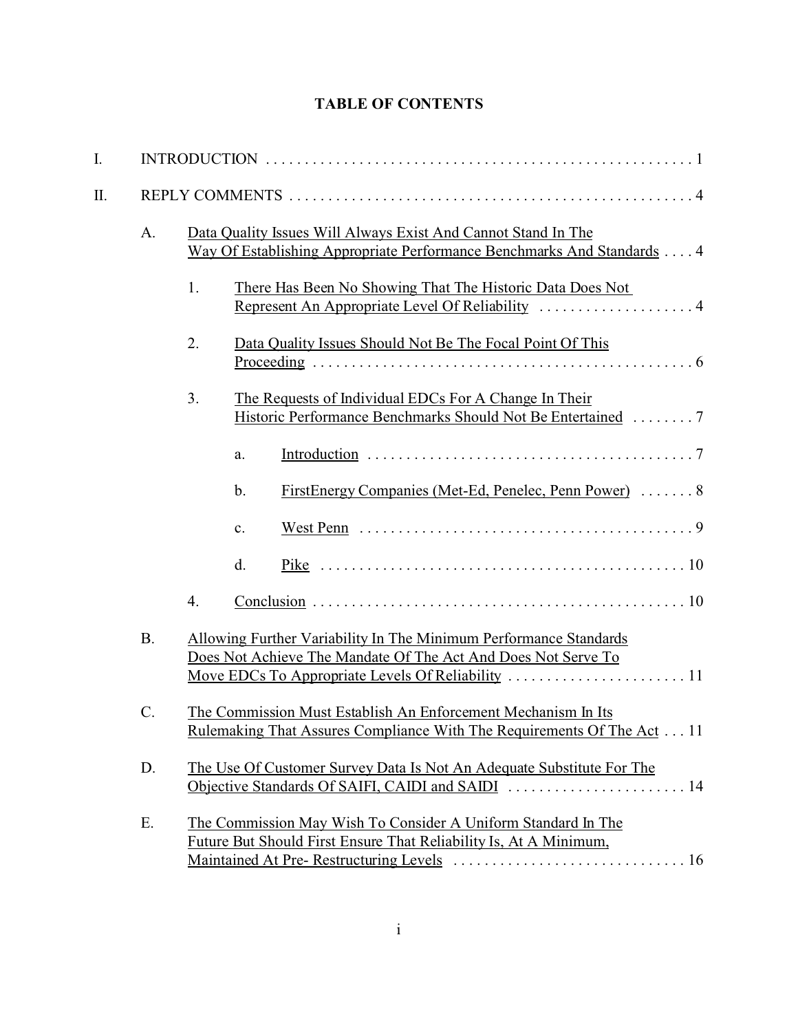# TABLE OF CONTENTS

I. INTRODUCTION . . . . . . . . . . . . . . . . . . . . . . . . . . . . . . . . . . . . . . . . . . . . . . . . . . . . . . 1

II. REPLY COMMENTS . . . . . . . . . . . . . . . . . . . . . . . . . . . . . . . . . . . . . . . . . . . . . . . . . . . 4

- A. Data Quality Issues Will Always Exist And Cannot Stand In The Way Of Establishing Appropriate Performance Benchmarks And Standards . . . . 4
  - 1. There Has Been No Showing That The Historic Data Does Not Represent An Appropriate Level Of Reliability . . . . . . . . . . . . . . . . . . . . 4
  - 2. Data Quality Issues Should Not Be The Focal Point Of This Proceeding . . . . . . . . . . . . . . . . . . . . . . . . . . . . . . . . . . . . . . . . . . . . . . . . . . 6
  - 3. The Requests of Individual EDCs For A Change In Their Historic Performance Benchmarks Should Not Be Entertained . . . . . . . . 7
    - a. Introduction . . . . . . . . . . . . . . . . . . . . . . . . . . . . . . . . . . . . . . . . . . 7
    - b. FirstEnergy Companies (Met-Ed, Penelec, Penn Power) . . . . . . . 8
    - c. West Penn . . . . . . . . . . . . . . . . . . . . . . . . . . . . . . . . . . . . . . . . . . 9
    - d. Pike . . . . . . . . . . . . . . . . . . . . . . . . . . . . . . . . . . . . . . . . . . . . . . . 10
  - 4. Conclusion . . . . . . . . . . . . . . . . . . . . . . . . . . . . . . . . . . . . . . . . . . . . . . . 10
- B. Allowing Further Variability In The Minimum Performance Standards Does Not Achieve The Mandate Of The Act And Does Not Serve To Move EDCs To Appropriate Levels Of Reliability . . . . . . . . . . . . . . . . . . . . . . . 11
- C. The Commission Must Establish An Enforcement Mechanism In Its Rulemaking That Assures Compliance With The Requirements Of The Act . . . 11
- D. The Use Of Customer Survey Data Is Not An Adequate Substitute For The Objective Standards Of SAIFI, CAIDI and SAIDI . . . . . . . . . . . . . . . . . . . . . . . 14
- E. The Commission May Wish To Consider A Uniform Standard In The Future But Should First Ensure That Reliability Is, At A Minimum, Maintained At Pre- Restructuring Levels . . . . . . . . . . . . . . . . . . . . . . . . . . . . . . 16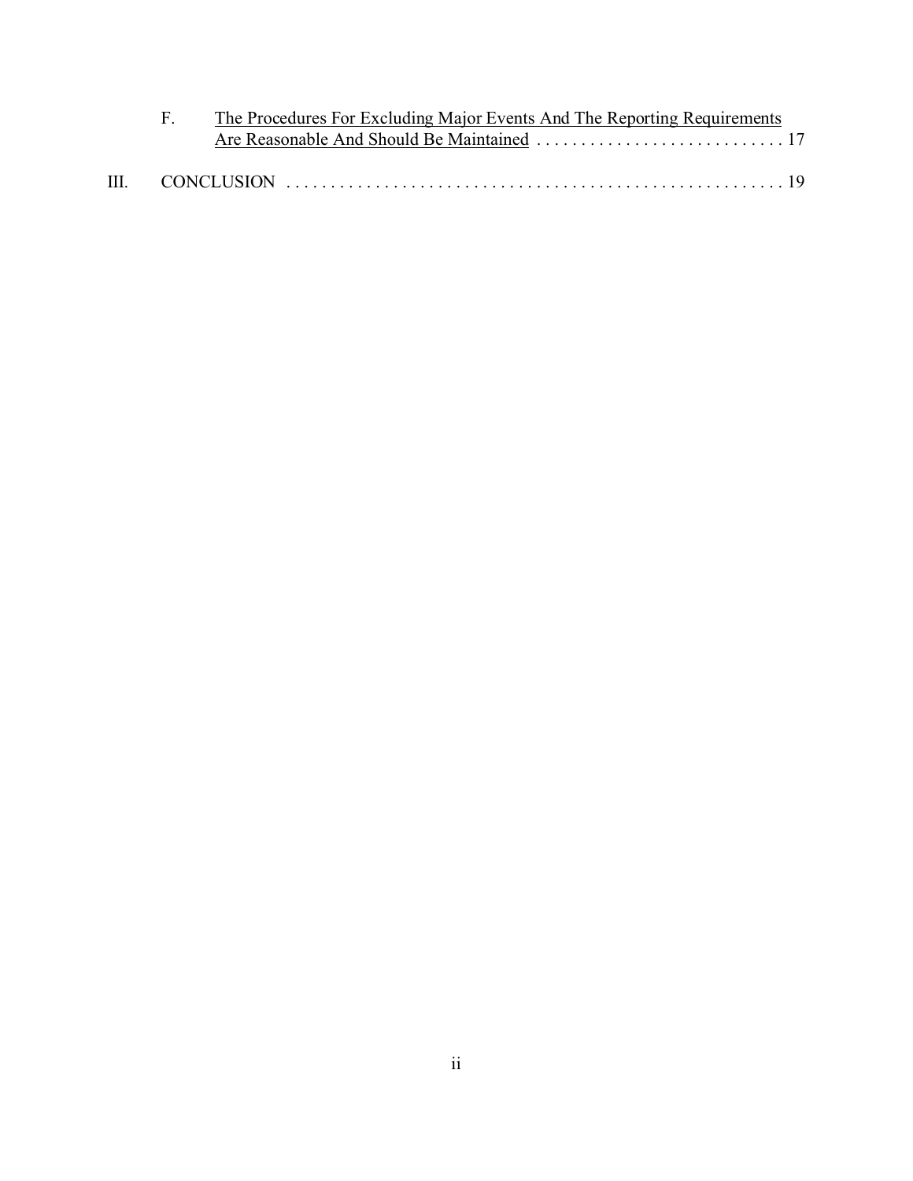F. The Procedures For Excluding Major Events And The Reporting Requirements Are Reasonable And Should Be Maintained . . . . . . . . . . . . . . . . . . . . . . . . . . . . 17

III. CONCLUSION . . . . . . . . . . . . . . . . . . . . . . . . . . . . . . . . . . . . . . . . . . . . . . . . . . . . . 19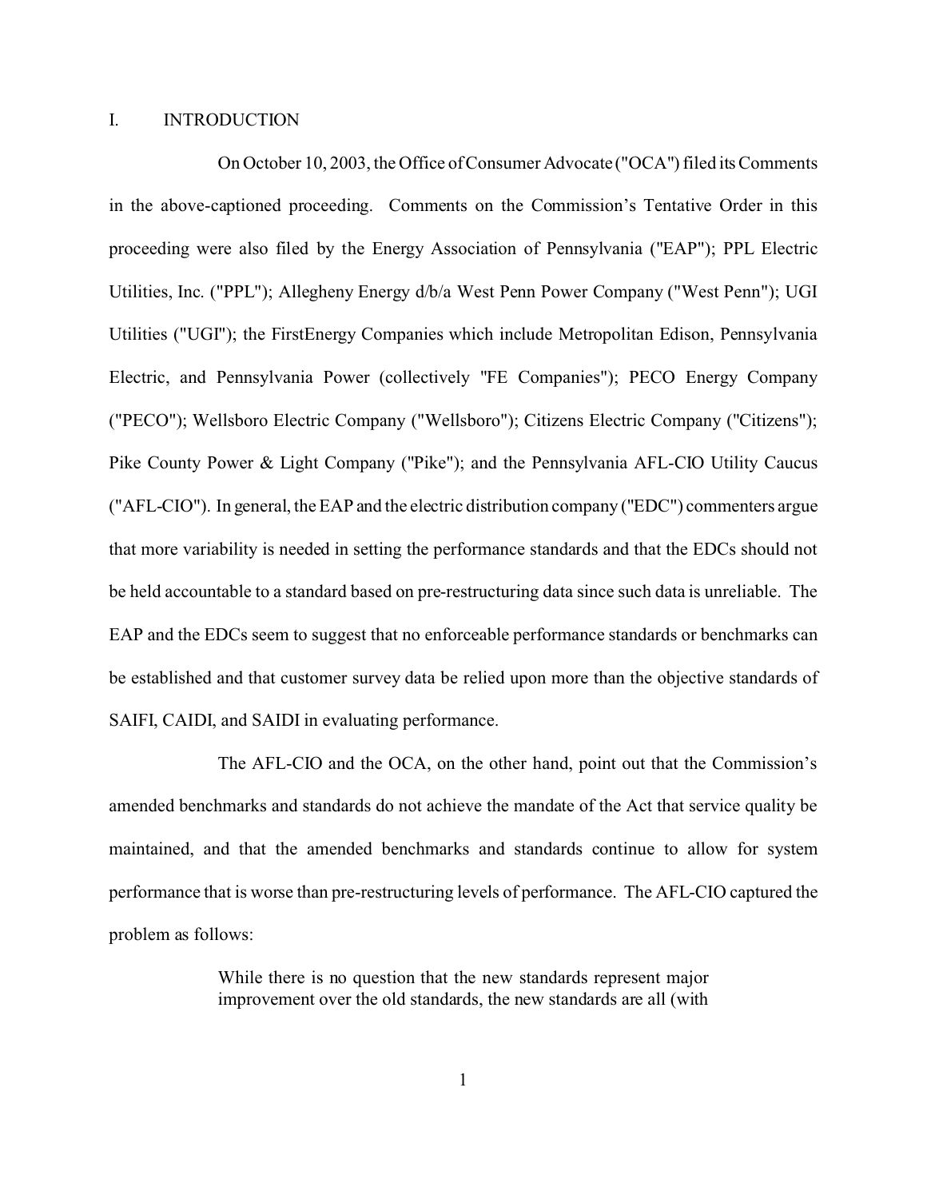# I. INTRODUCTION

On October 10, 2003, the Office of Consumer Advocate ("OCA") filed its Comments in the above-captioned proceeding. Comments on the Commission's Tentative Order in this proceeding were also filed by the Energy Association of Pennsylvania ("EAP"); PPL Electric Utilities, Inc. ("PPL"); Allegheny Energy d/b/a West Penn Power Company ("West Penn"); UGI Utilities ("UGI"); the FirstEnergy Companies which include Metropolitan Edison, Pennsylvania Electric, and Pennsylvania Power (collectively "FE Companies"); PECO Energy Company ("PECO"); Wellsboro Electric Company ("Wellsboro"); Citizens Electric Company ("Citizens"); Pike County Power & Light Company ("Pike"); and the Pennsylvania AFL-CIO Utility Caucus ("AFL-CIO"). In general, the EAP and the electric distribution company ("EDC") commenters argue that more variability is needed in setting the performance standards and that the EDCs should not be held accountable to a standard based on pre-restructuring data since such data is unreliable. The EAP and the EDCs seem to suggest that no enforceable performance standards or benchmarks can be established and that customer survey data be relied upon more than the objective standards of SAIFI, CAIDI, and SAIDI in evaluating performance.

The AFL-CIO and the OCA, on the other hand, point out that the Commission's amended benchmarks and standards do not achieve the mandate of the Act that service quality be maintained, and that the amended benchmarks and standards continue to allow for system performance that is worse than pre-restructuring levels of performance. The AFL-CIO captured the problem as follows:

> While there is no question that the new standards represent major improvement over the old standards, the new standards are all (with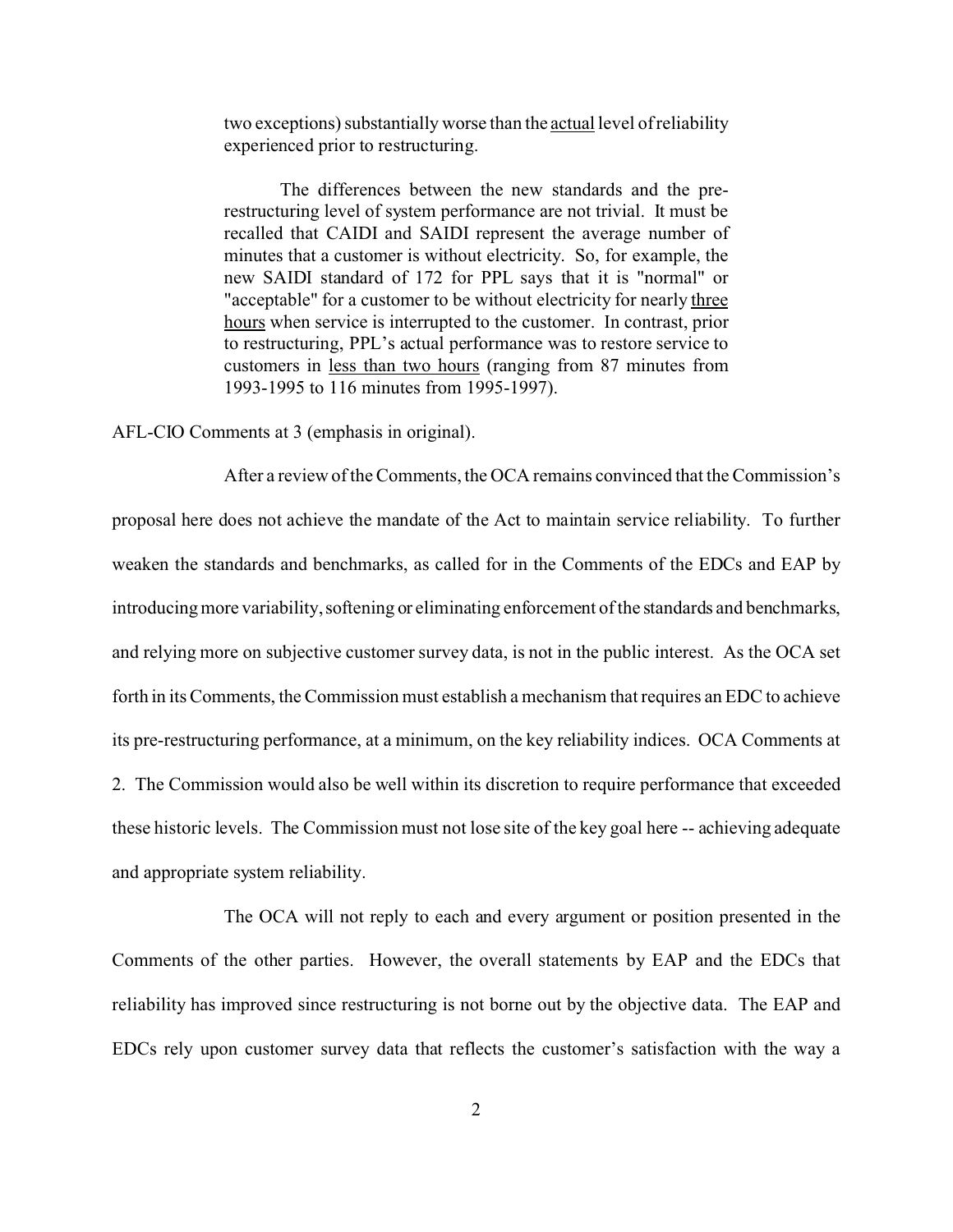> two exceptions) substantially worse than the <u>actual</u> level of reliability experienced prior to restructuring.
>
> The differences between the new standards and the pre-restructuring level of system performance are not trivial. It must be recalled that CAIDI and SAIDI represent the average number of minutes that a customer is without electricity. So, for example, the new SAIDI standard of 172 for PPL says that it is "normal" or "acceptable" for a customer to be without electricity for nearly <u>three hours</u> when service is interrupted to the customer. In contrast, prior to restructuring, PPL's actual performance was to restore service to customers in <u>less than two hours</u> (ranging from 87 minutes from 1993-1995 to 116 minutes from 1995-1997).

AFL-CIO Comments at 3 (emphasis in original).

After a review of the Comments, the OCA remains convinced that the Commission's proposal here does not achieve the mandate of the Act to maintain service reliability. To further weaken the standards and benchmarks, as called for in the Comments of the EDCs and EAP by introducing more variability, softening or eliminating enforcement of the standards and benchmarks, and relying more on subjective customer survey data, is not in the public interest. As the OCA set forth in its Comments, the Commission must establish a mechanism that requires an EDC to achieve its pre-restructuring performance, at a minimum, on the key reliability indices. OCA Comments at 2. The Commission would also be well within its discretion to require performance that exceeded these historic levels. The Commission must not lose site of the key goal here -- achieving adequate and appropriate system reliability.

The OCA will not reply to each and every argument or position presented in the Comments of the other parties. However, the overall statements by EAP and the EDCs that reliability has improved since restructuring is not borne out by the objective data. The EAP and EDCs rely upon customer survey data that reflects the customer's satisfaction with the way a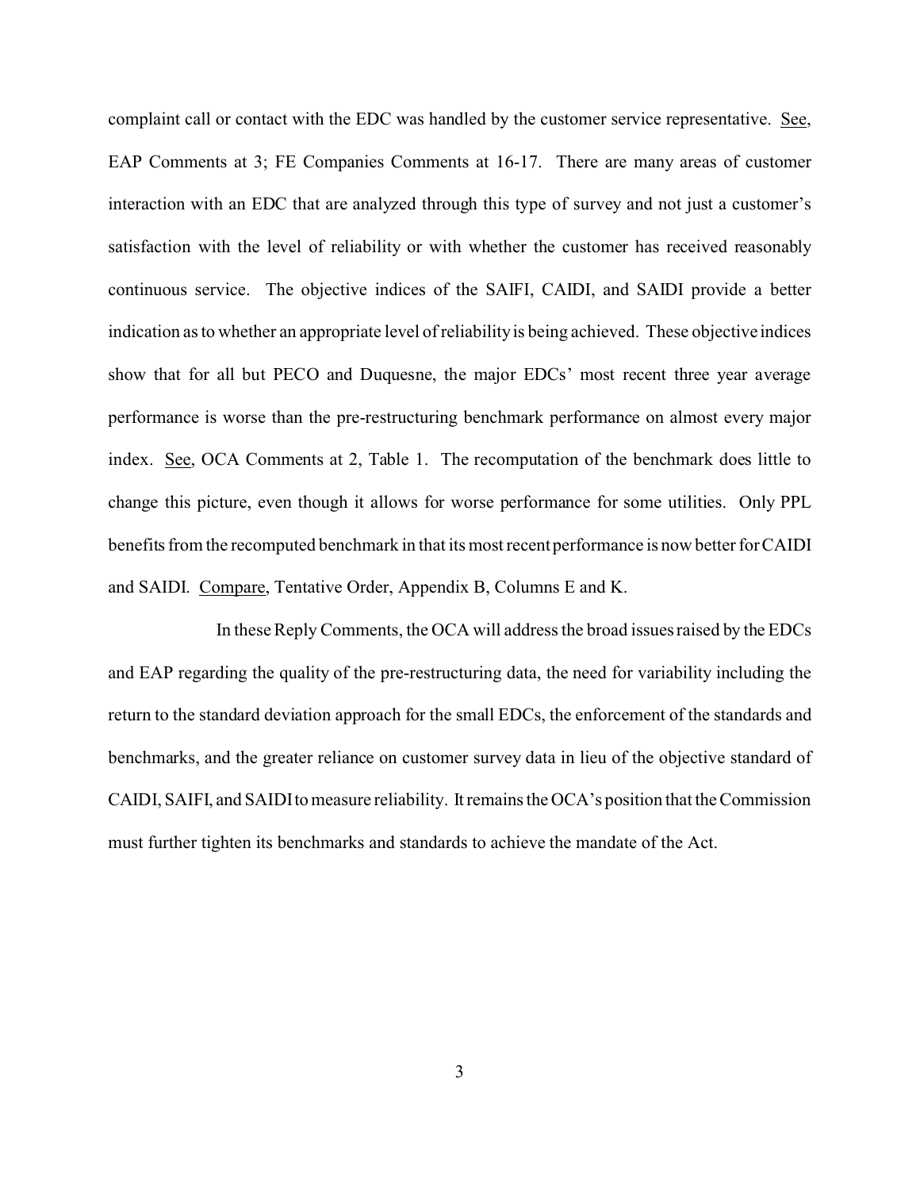complaint call or contact with the EDC was handled by the customer service representative. See, EAP Comments at 3; FE Companies Comments at 16-17. There are many areas of customer interaction with an EDC that are analyzed through this type of survey and not just a customer's satisfaction with the level of reliability or with whether the customer has received reasonably continuous service. The objective indices of the SAIFI, CAIDI, and SAIDI provide a better indication as to whether an appropriate level of reliability is being achieved. These objective indices show that for all but PECO and Duquesne, the major EDCs' most recent three year average performance is worse than the pre-restructuring benchmark performance on almost every major index. See, OCA Comments at 2, Table 1. The recomputation of the benchmark does little to change this picture, even though it allows for worse performance for some utilities. Only PPL benefits from the recomputed benchmark in that its most recent performance is now better for CAIDI and SAIDI. Compare, Tentative Order, Appendix B, Columns E and K.

In these Reply Comments, the OCA will address the broad issues raised by the EDCs and EAP regarding the quality of the pre-restructuring data, the need for variability including the return to the standard deviation approach for the small EDCs, the enforcement of the standards and benchmarks, and the greater reliance on customer survey data in lieu of the objective standard of CAIDI, SAIFI, and SAIDI to measure reliability. It remains the OCA's position that the Commission must further tighten its benchmarks and standards to achieve the mandate of the Act.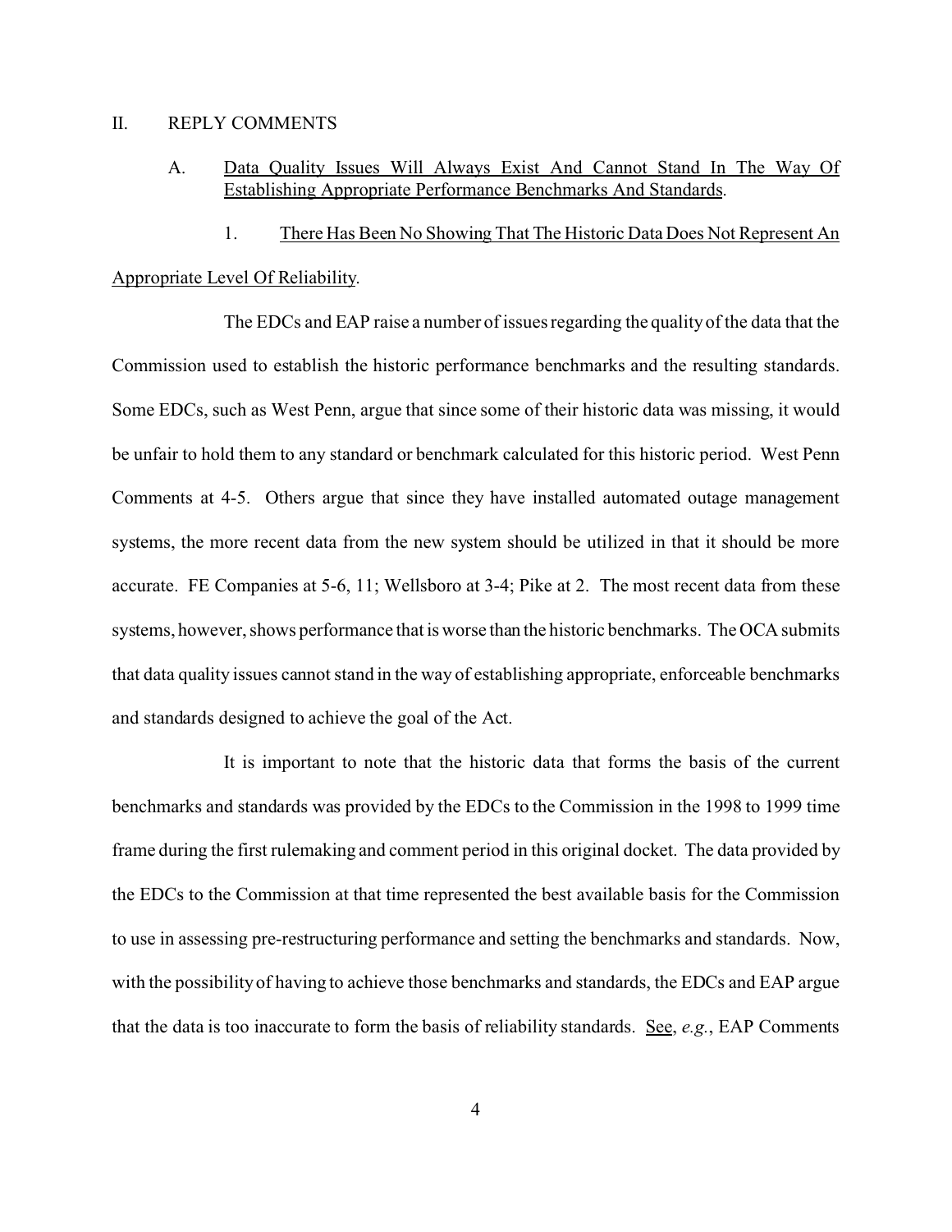## II. REPLY COMMENTS

### A. Data Quality Issues Will Always Exist And Cannot Stand In The Way Of Establishing Appropriate Performance Benchmarks And Standards.

#### 1. There Has Been No Showing That The Historic Data Does Not Represent An Appropriate Level Of Reliability.

The EDCs and EAP raise a number of issues regarding the quality of the data that the Commission used to establish the historic performance benchmarks and the resulting standards. Some EDCs, such as West Penn, argue that since some of their historic data was missing, it would be unfair to hold them to any standard or benchmark calculated for this historic period. West Penn Comments at 4-5. Others argue that since they have installed automated outage management systems, the more recent data from the new system should be utilized in that it should be more accurate. FE Companies at 5-6, 11; Wellsboro at 3-4; Pike at 2. The most recent data from these systems, however, shows performance that is worse than the historic benchmarks. The OCA submits that data quality issues cannot stand in the way of establishing appropriate, enforceable benchmarks and standards designed to achieve the goal of the Act.

It is important to note that the historic data that forms the basis of the current benchmarks and standards was provided by the EDCs to the Commission in the 1998 to 1999 time frame during the first rulemaking and comment period in this original docket. The data provided by the EDCs to the Commission at that time represented the best available basis for the Commission to use in assessing pre-restructuring performance and setting the benchmarks and standards. Now, with the possibility of having to achieve those benchmarks and standards, the EDCs and EAP argue that the data is too inaccurate to form the basis of reliability standards. See, *e.g.*, EAP Comments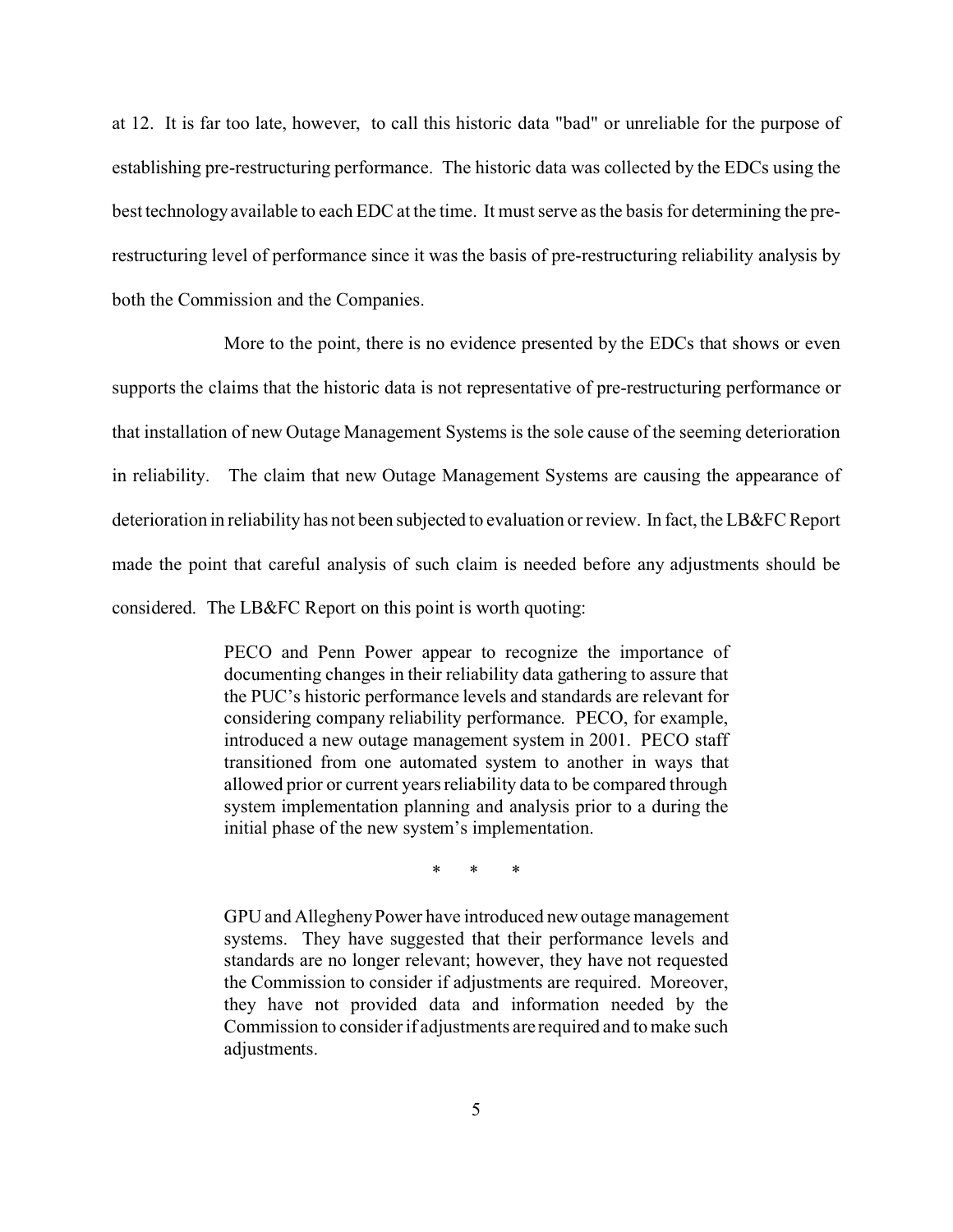at 12. It is far too late, however, to call this historic data "bad" or unreliable for the purpose of establishing pre-restructuring performance. The historic data was collected by the EDCs using the best technology available to each EDC at the time. It must serve as the basis for determining the pre-restructuring level of performance since it was the basis of pre-restructuring reliability analysis by both the Commission and the Companies.

More to the point, there is no evidence presented by the EDCs that shows or even supports the claims that the historic data is not representative of pre-restructuring performance or that installation of new Outage Management Systems is the sole cause of the seeming deterioration in reliability. The claim that new Outage Management Systems are causing the appearance of deterioration in reliability has not been subjected to evaluation or review. In fact, the LB&FC Report made the point that careful analysis of such claim is needed before any adjustments should be considered. The LB&FC Report on this point is worth quoting:

> PECO and Penn Power appear to recognize the importance of documenting changes in their reliability data gathering to assure that the PUC's historic performance levels and standards are relevant for considering company reliability performance. PECO, for example, introduced a new outage management system in 2001. PECO staff transitioned from one automated system to another in ways that allowed prior or current years reliability data to be compared through system implementation planning and analysis prior to a during the initial phase of the new system's implementation.
>
> \* \* \*
>
> GPU and Allegheny Power have introduced new outage management systems. They have suggested that their performance levels and standards are no longer relevant; however, they have not requested the Commission to consider if adjustments are required. Moreover, they have not provided data and information needed by the Commission to consider if adjustments are required and to make such adjustments.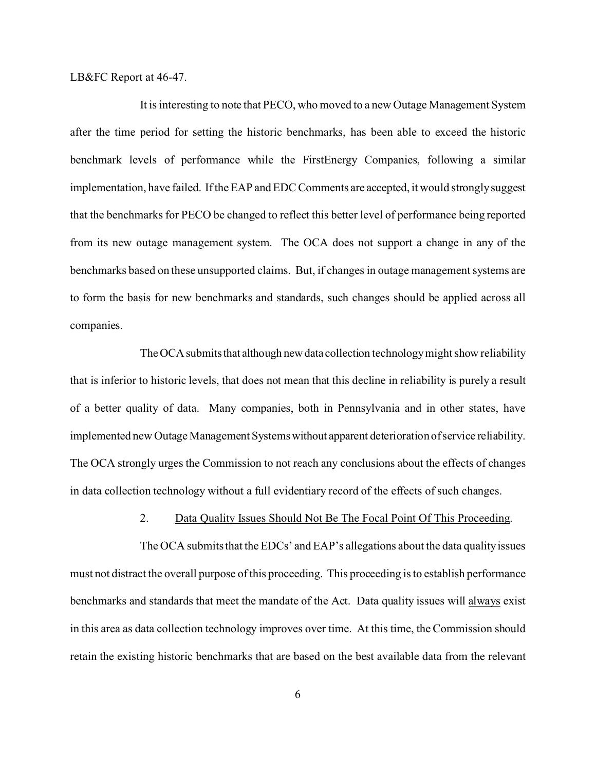LB&FC Report at 46-47.

It is interesting to note that PECO, who moved to a new Outage Management System after the time period for setting the historic benchmarks, has been able to exceed the historic benchmark levels of performance while the FirstEnergy Companies, following a similar implementation, have failed. If the EAP and EDC Comments are accepted, it would strongly suggest that the benchmarks for PECO be changed to reflect this better level of performance being reported from its new outage management system. The OCA does not support a change in any of the benchmarks based on these unsupported claims. But, if changes in outage management systems are to form the basis for new benchmarks and standards, such changes should be applied across all companies.

The OCA submits that although new data collection technology might show reliability that is inferior to historic levels, that does not mean that this decline in reliability is purely a result of a better quality of data. Many companies, both in Pennsylvania and in other states, have implemented new Outage Management Systems without apparent deterioration of service reliability. The OCA strongly urges the Commission to not reach any conclusions about the effects of changes in data collection technology without a full evidentiary record of the effects of such changes.

2. Data Quality Issues Should Not Be The Focal Point Of This Proceeding.

The OCA submits that the EDCs' and EAP's allegations about the data quality issues must not distract the overall purpose of this proceeding. This proceeding is to establish performance benchmarks and standards that meet the mandate of the Act. Data quality issues will always exist in this area as data collection technology improves over time. At this time, the Commission should retain the existing historic benchmarks that are based on the best available data from the relevant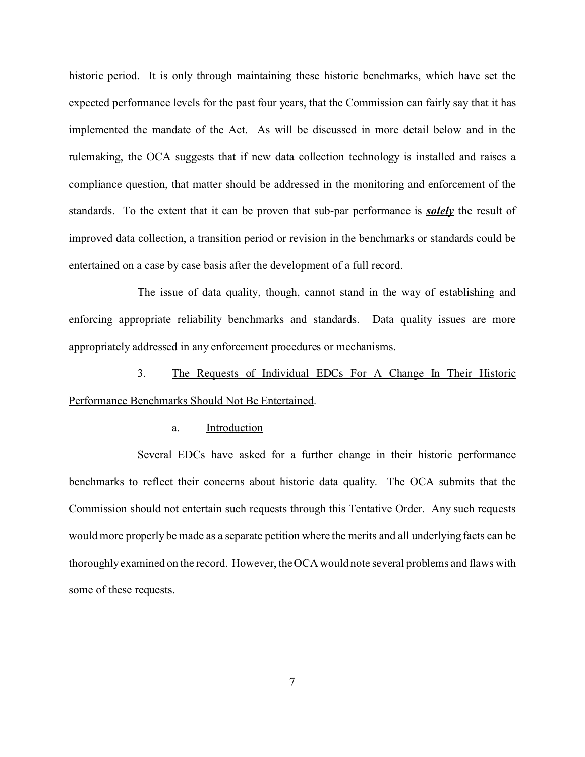historic period. It is only through maintaining these historic benchmarks, which have set the expected performance levels for the past four years, that the Commission can fairly say that it has implemented the mandate of the Act. As will be discussed in more detail below and in the rulemaking, the OCA suggests that if new data collection technology is installed and raises a compliance question, that matter should be addressed in the monitoring and enforcement of the standards. To the extent that it can be proven that sub-par performance is ***solely*** the result of improved data collection, a transition period or revision in the benchmarks or standards could be entertained on a case by case basis after the development of a full record.

The issue of data quality, though, cannot stand in the way of establishing and enforcing appropriate reliability benchmarks and standards. Data quality issues are more appropriately addressed in any enforcement procedures or mechanisms.

3. The Requests of Individual EDCs For A Change In Their Historic Performance Benchmarks Should Not Be Entertained.

a. Introduction

Several EDCs have asked for a further change in their historic performance benchmarks to reflect their concerns about historic data quality. The OCA submits that the Commission should not entertain such requests through this Tentative Order. Any such requests would more properly be made as a separate petition where the merits and all underlying facts can be thoroughly examined on the record. However, the OCA would note several problems and flaws with some of these requests.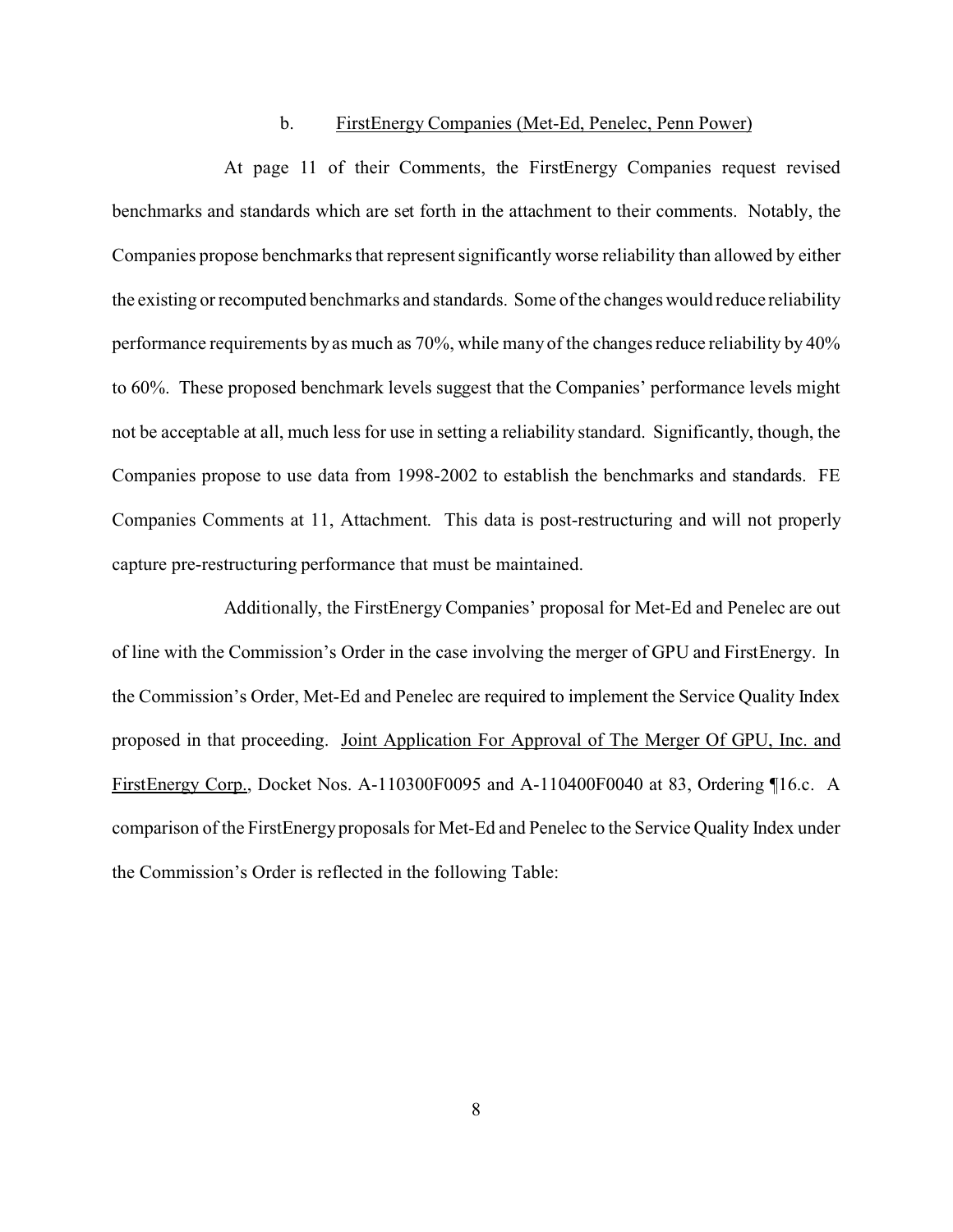### b. <u>FirstEnergy Companies (Met-Ed, Penelec, Penn Power)</u>

At page 11 of their Comments, the FirstEnergy Companies request revised benchmarks and standards which are set forth in the attachment to their comments. Notably, the Companies propose benchmarks that represent significantly worse reliability than allowed by either the existing or recomputed benchmarks and standards. Some of the changes would reduce reliability performance requirements by as much as 70%, while many of the changes reduce reliability by 40% to 60%. These proposed benchmark levels suggest that the Companies' performance levels might not be acceptable at all, much less for use in setting a reliability standard. Significantly, though, the Companies propose to use data from 1998-2002 to establish the benchmarks and standards. FE Companies Comments at 11, Attachment. This data is post-restructuring and will not properly capture pre-restructuring performance that must be maintained.

Additionally, the FirstEnergy Companies' proposal for Met-Ed and Penelec are out of line with the Commission's Order in the case involving the merger of GPU and FirstEnergy. In the Commission's Order, Met-Ed and Penelec are required to implement the Service Quality Index proposed in that proceeding. <u>Joint Application For Approval of The Merger Of GPU, Inc. and FirstEnergy Corp.</u>, Docket Nos. A-110300F0095 and A-110400F0040 at 83, Ordering ¶16.c. A comparison of the FirstEnergy proposals for Met-Ed and Penelec to the Service Quality Index under the Commission's Order is reflected in the following Table: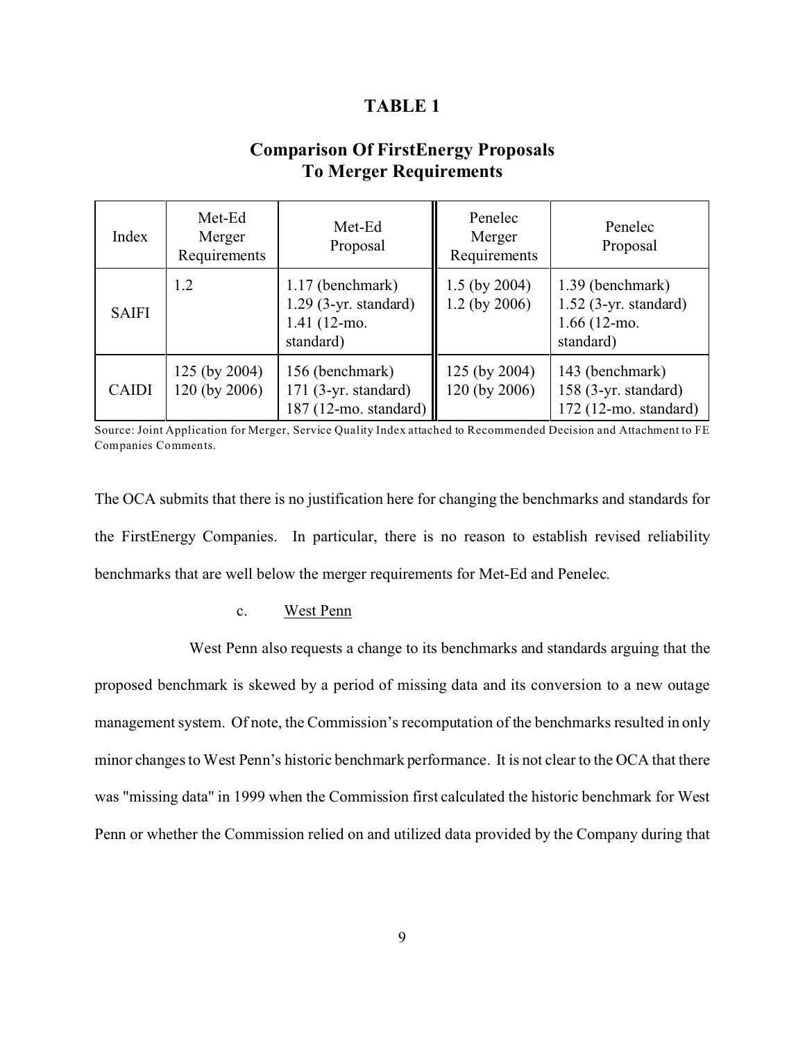**TABLE 1**

**Comparison Of FirstEnergy Proposals To Merger Requirements**

| Index | Met-Ed Merger Requirements | Met-Ed Proposal | Penelec Merger Requirements | Penelec Proposal |
|---|---|---|---|---|
| SAIFI | 1.2 | 1.17 (benchmark)<br>1.29 (3-yr. standard)<br>1.41 (12-mo. standard) | 1.5 (by 2004)<br>1.2 (by 2006) | 1.39 (benchmark)<br>1.52 (3-yr. standard)<br>1.66 (12-mo. standard) |
| CAIDI | 125 (by 2004)<br>120 (by 2006) | 156 (benchmark)<br>171 (3-yr. standard)<br>187 (12-mo. standard) | 125 (by 2004)<br>120 (by 2006) | 143 (benchmark)<br>158 (3-yr. standard)<br>172 (12-mo. standard) |

Source: Joint Application for Merger, Service Quality Index attached to Recommended Decision and Attachment to FE Companies Comments.

The OCA submits that there is no justification here for changing the benchmarks and standards for the FirstEnergy Companies. In particular, there is no reason to establish revised reliability benchmarks that are well below the merger requirements for Met-Ed and Penelec.

c. West Penn

West Penn also requests a change to its benchmarks and standards arguing that the proposed benchmark is skewed by a period of missing data and its conversion to a new outage management system. Of note, the Commission's recomputation of the benchmarks resulted in only minor changes to West Penn's historic benchmark performance. It is not clear to the OCA that there was "missing data" in 1999 when the Commission first calculated the historic benchmark for West Penn or whether the Commission relied on and utilized data provided by the Company during that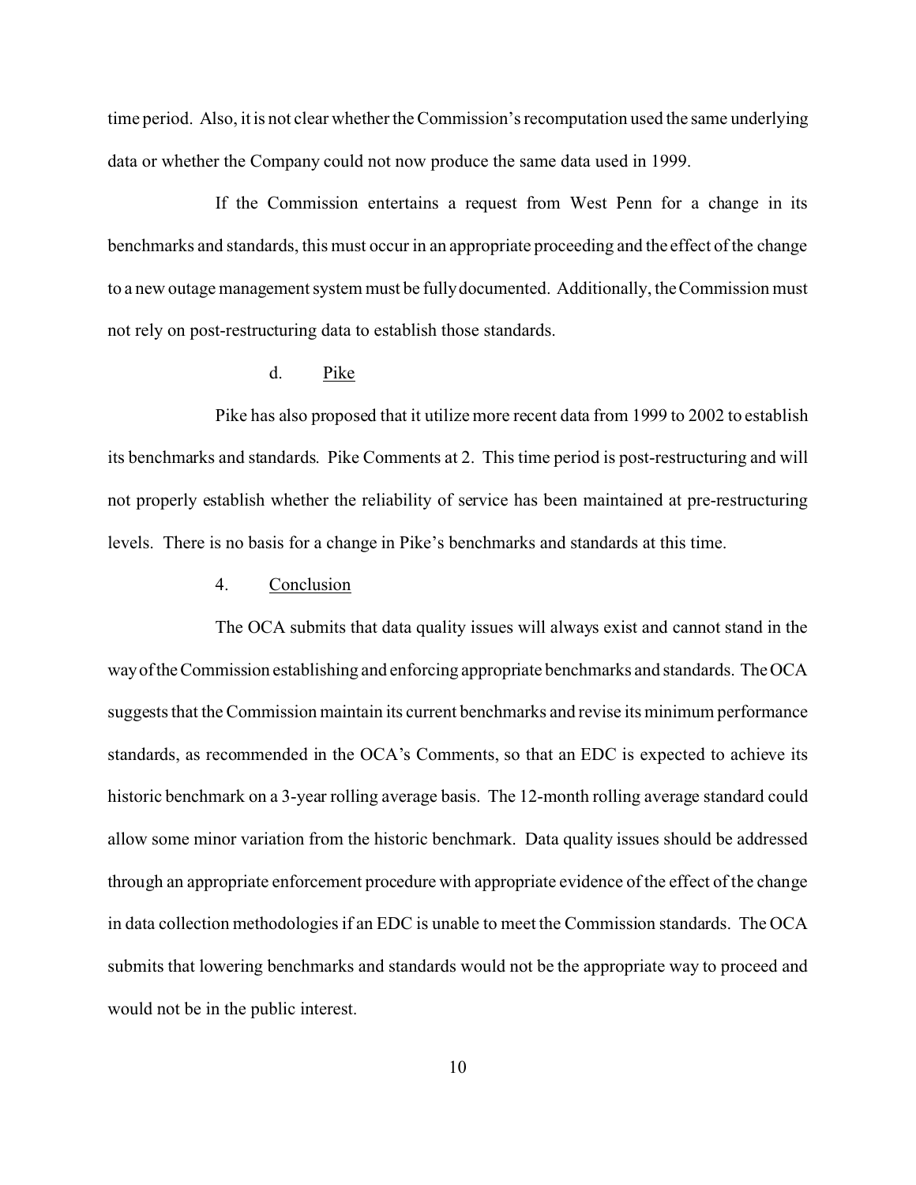time period. Also, it is not clear whether the Commission's recomputation used the same underlying data or whether the Company could not now produce the same data used in 1999.

If the Commission entertains a request from West Penn for a change in its benchmarks and standards, this must occur in an appropriate proceeding and the effect of the change to a new outage management system must be fully documented. Additionally, the Commission must not rely on post-restructuring data to establish those standards.

d. Pike

Pike has also proposed that it utilize more recent data from 1999 to 2002 to establish its benchmarks and standards. Pike Comments at 2. This time period is post-restructuring and will not properly establish whether the reliability of service has been maintained at pre-restructuring levels. There is no basis for a change in Pike's benchmarks and standards at this time.

4. Conclusion

The OCA submits that data quality issues will always exist and cannot stand in the way of the Commission establishing and enforcing appropriate benchmarks and standards. The OCA suggests that the Commission maintain its current benchmarks and revise its minimum performance standards, as recommended in the OCA's Comments, so that an EDC is expected to achieve its historic benchmark on a 3-year rolling average basis. The 12-month rolling average standard could allow some minor variation from the historic benchmark. Data quality issues should be addressed through an appropriate enforcement procedure with appropriate evidence of the effect of the change in data collection methodologies if an EDC is unable to meet the Commission standards. The OCA submits that lowering benchmarks and standards would not be the appropriate way to proceed and would not be in the public interest.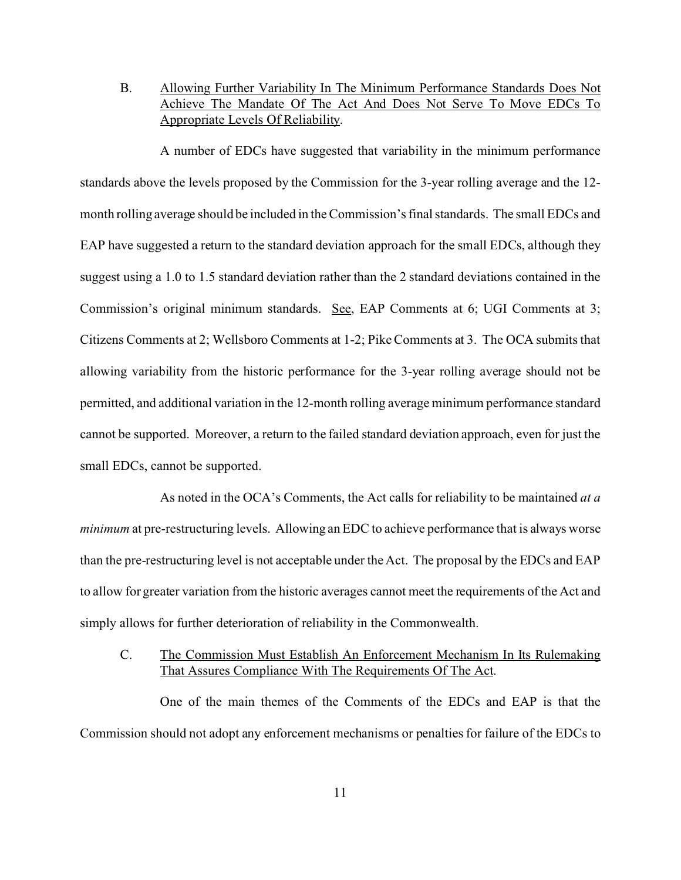B. <u>Allowing Further Variability In The Minimum Performance Standards Does Not Achieve The Mandate Of The Act And Does Not Serve To Move EDCs To Appropriate Levels Of Reliability</u>.

A number of EDCs have suggested that variability in the minimum performance standards above the levels proposed by the Commission for the 3-year rolling average and the 12-month rolling average should be included in the Commission's final standards. The small EDCs and EAP have suggested a return to the standard deviation approach for the small EDCs, although they suggest using a 1.0 to 1.5 standard deviation rather than the 2 standard deviations contained in the Commission's original minimum standards. <u>See</u>, EAP Comments at 6; UGI Comments at 3; Citizens Comments at 2; Wellsboro Comments at 1-2; Pike Comments at 3. The OCA submits that allowing variability from the historic performance for the 3-year rolling average should not be permitted, and additional variation in the 12-month rolling average minimum performance standard cannot be supported. Moreover, a return to the failed standard deviation approach, even for just the small EDCs, cannot be supported.

As noted in the OCA's Comments, the Act calls for reliability to be maintained *at a minimum* at pre-restructuring levels. Allowing an EDC to achieve performance that is always worse than the pre-restructuring level is not acceptable under the Act. The proposal by the EDCs and EAP to allow for greater variation from the historic averages cannot meet the requirements of the Act and simply allows for further deterioration of reliability in the Commonwealth.

C. <u>The Commission Must Establish An Enforcement Mechanism In Its Rulemaking That Assures Compliance With The Requirements Of The Act</u>.

One of the main themes of the Comments of the EDCs and EAP is that the Commission should not adopt any enforcement mechanisms or penalties for failure of the EDCs to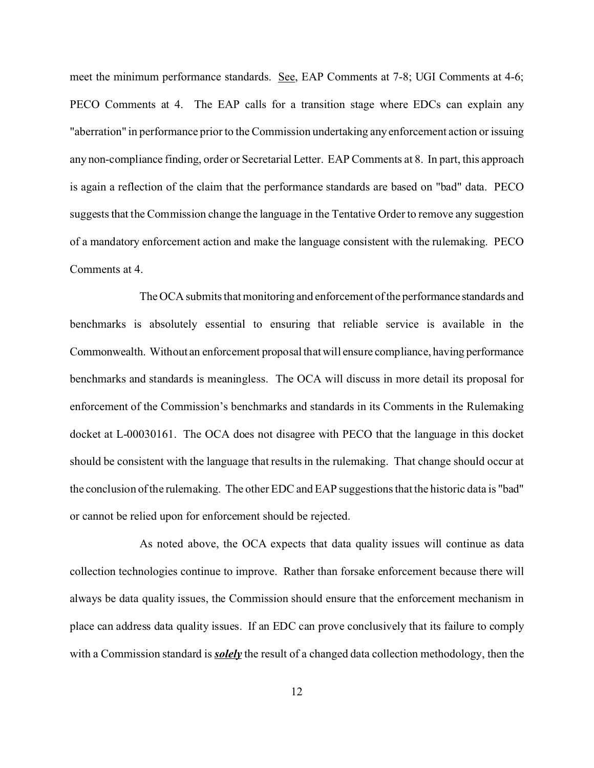meet the minimum performance standards. See, EAP Comments at 7-8; UGI Comments at 4-6; PECO Comments at 4. The EAP calls for a transition stage where EDCs can explain any "aberration" in performance prior to the Commission undertaking any enforcement action or issuing any non-compliance finding, order or Secretarial Letter. EAP Comments at 8. In part, this approach is again a reflection of the claim that the performance standards are based on "bad" data. PECO suggests that the Commission change the language in the Tentative Order to remove any suggestion of a mandatory enforcement action and make the language consistent with the rulemaking. PECO Comments at 4.

The OCA submits that monitoring and enforcement of the performance standards and benchmarks is absolutely essential to ensuring that reliable service is available in the Commonwealth. Without an enforcement proposal that will ensure compliance, having performance benchmarks and standards is meaningless. The OCA will discuss in more detail its proposal for enforcement of the Commission's benchmarks and standards in its Comments in the Rulemaking docket at L-00030161. The OCA does not disagree with PECO that the language in this docket should be consistent with the language that results in the rulemaking. That change should occur at the conclusion of the rulemaking. The other EDC and EAP suggestions that the historic data is "bad" or cannot be relied upon for enforcement should be rejected.

As noted above, the OCA expects that data quality issues will continue as data collection technologies continue to improve. Rather than forsake enforcement because there will always be data quality issues, the Commission should ensure that the enforcement mechanism in place can address data quality issues. If an EDC can prove conclusively that its failure to comply with a Commission standard is ***solely*** the result of a changed data collection methodology, then the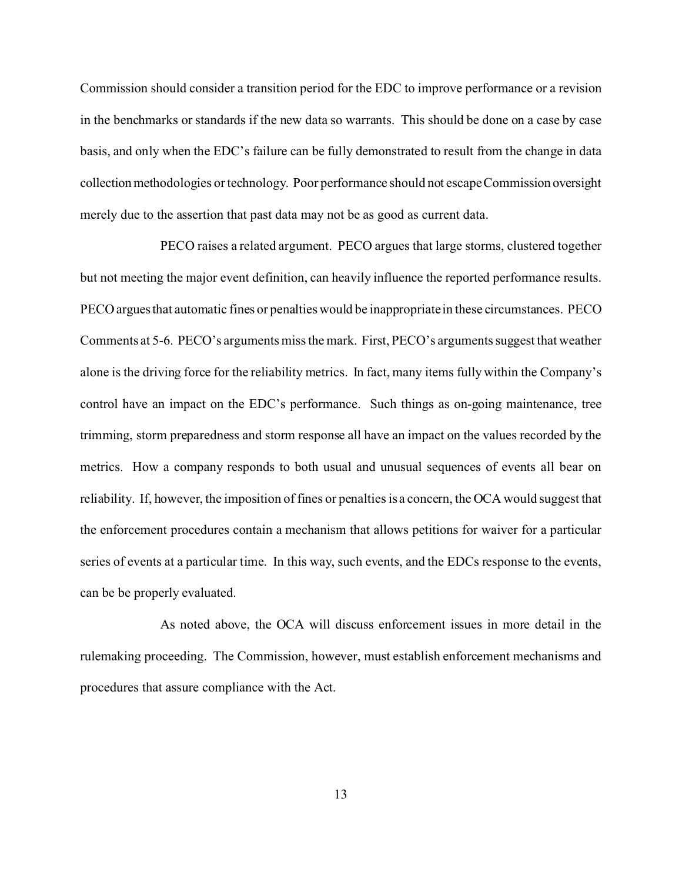Commission should consider a transition period for the EDC to improve performance or a revision in the benchmarks or standards if the new data so warrants. This should be done on a case by case basis, and only when the EDC's failure can be fully demonstrated to result from the change in data collection methodologies or technology. Poor performance should not escape Commission oversight merely due to the assertion that past data may not be as good as current data.

PECO raises a related argument. PECO argues that large storms, clustered together but not meeting the major event definition, can heavily influence the reported performance results. PECO argues that automatic fines or penalties would be inappropriate in these circumstances. PECO Comments at 5-6. PECO's arguments miss the mark. First, PECO's arguments suggest that weather alone is the driving force for the reliability metrics. In fact, many items fully within the Company's control have an impact on the EDC's performance. Such things as on-going maintenance, tree trimming, storm preparedness and storm response all have an impact on the values recorded by the metrics. How a company responds to both usual and unusual sequences of events all bear on reliability. If, however, the imposition of fines or penalties is a concern, the OCA would suggest that the enforcement procedures contain a mechanism that allows petitions for waiver for a particular series of events at a particular time. In this way, such events, and the EDCs response to the events, can be be properly evaluated.

As noted above, the OCA will discuss enforcement issues in more detail in the rulemaking proceeding. The Commission, however, must establish enforcement mechanisms and procedures that assure compliance with the Act.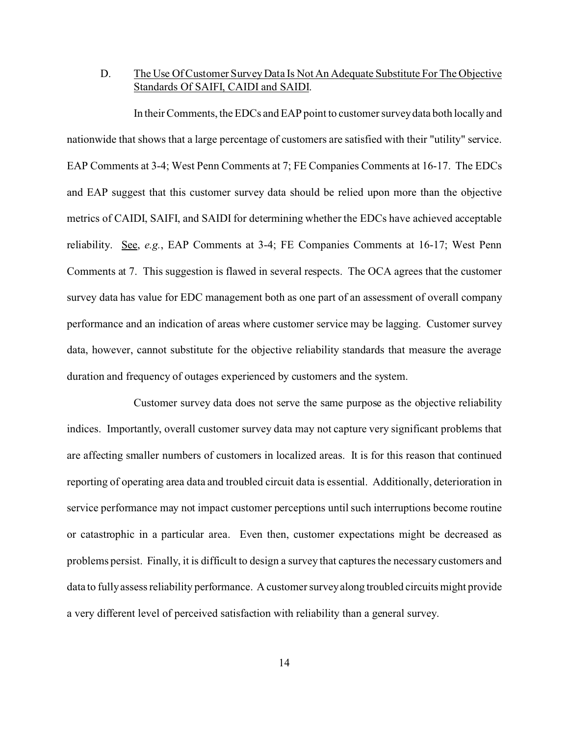### D. The Use Of Customer Survey Data Is Not An Adequate Substitute For The Objective Standards Of SAIFI, CAIDI and SAIDI.

In their Comments, the EDCs and EAP point to customer survey data both locally and nationwide that shows that a large percentage of customers are satisfied with their "utility" service. EAP Comments at 3-4; West Penn Comments at 7; FE Companies Comments at 16-17. The EDCs and EAP suggest that this customer survey data should be relied upon more than the objective metrics of CAIDI, SAIFI, and SAIDI for determining whether the EDCs have achieved acceptable reliability. See, *e.g.*, EAP Comments at 3-4; FE Companies Comments at 16-17; West Penn Comments at 7. This suggestion is flawed in several respects. The OCA agrees that the customer survey data has value for EDC management both as one part of an assessment of overall company performance and an indication of areas where customer service may be lagging. Customer survey data, however, cannot substitute for the objective reliability standards that measure the average duration and frequency of outages experienced by customers and the system.

Customer survey data does not serve the same purpose as the objective reliability indices. Importantly, overall customer survey data may not capture very significant problems that are affecting smaller numbers of customers in localized areas. It is for this reason that continued reporting of operating area data and troubled circuit data is essential. Additionally, deterioration in service performance may not impact customer perceptions until such interruptions become routine or catastrophic in a particular area. Even then, customer expectations might be decreased as problems persist. Finally, it is difficult to design a survey that captures the necessary customers and data to fully assess reliability performance. A customer survey along troubled circuits might provide a very different level of perceived satisfaction with reliability than a general survey.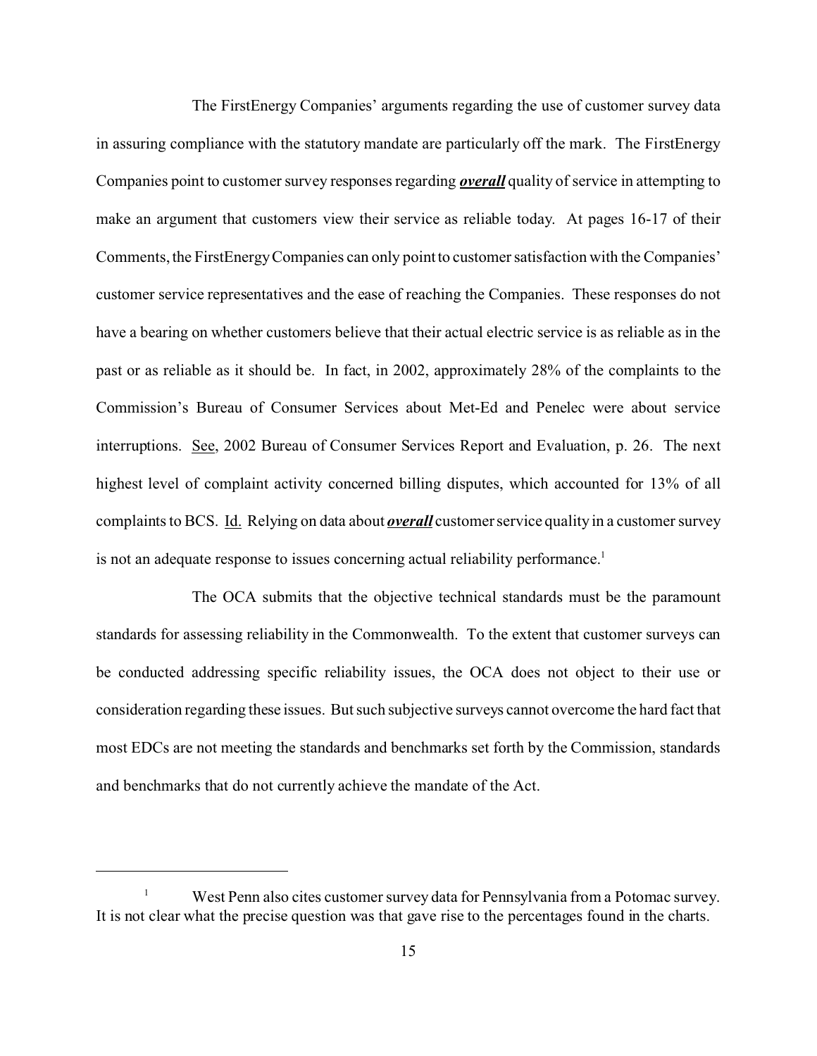The FirstEnergy Companies' arguments regarding the use of customer survey data in assuring compliance with the statutory mandate are particularly off the mark. The FirstEnergy Companies point to customer survey responses regarding ***overall*** quality of service in attempting to make an argument that customers view their service as reliable today. At pages 16-17 of their Comments, the FirstEnergy Companies can only point to customer satisfaction with the Companies' customer service representatives and the ease of reaching the Companies. These responses do not have a bearing on whether customers believe that their actual electric service is as reliable as in the past or as reliable as it should be. In fact, in 2002, approximately 28% of the complaints to the Commission's Bureau of Consumer Services about Met-Ed and Penelec were about service interruptions. See, 2002 Bureau of Consumer Services Report and Evaluation, p. 26. The next highest level of complaint activity concerned billing disputes, which accounted for 13% of all complaints to BCS. Id. Relying on data about ***overall*** customer service quality in a customer survey is not an adequate response to issues concerning actual reliability performance.[1]

The OCA submits that the objective technical standards must be the paramount standards for assessing reliability in the Commonwealth. To the extent that customer surveys can be conducted addressing specific reliability issues, the OCA does not object to their use or consideration regarding these issues. But such subjective surveys cannot overcome the hard fact that most EDCs are not meeting the standards and benchmarks set forth by the Commission, standards and benchmarks that do not currently achieve the mandate of the Act.

---

[1] West Penn also cites customer survey data for Pennsylvania from a Potomac survey. It is not clear what the precise question was that gave rise to the percentages found in the charts.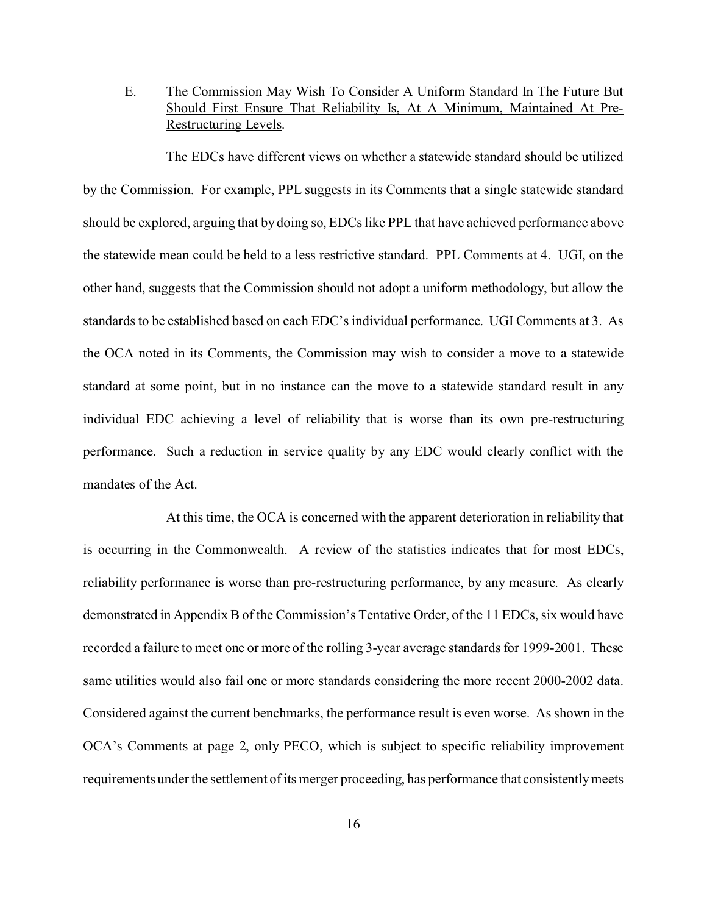E. <u>The Commission May Wish To Consider A Uniform Standard In The Future But Should First Ensure That Reliability Is, At A Minimum, Maintained At Pre-Restructuring Levels</u>.

The EDCs have different views on whether a statewide standard should be utilized by the Commission. For example, PPL suggests in its Comments that a single statewide standard should be explored, arguing that by doing so, EDCs like PPL that have achieved performance above the statewide mean could be held to a less restrictive standard. PPL Comments at 4. UGI, on the other hand, suggests that the Commission should not adopt a uniform methodology, but allow the standards to be established based on each EDC's individual performance. UGI Comments at 3. As the OCA noted in its Comments, the Commission may wish to consider a move to a statewide standard at some point, but in no instance can the move to a statewide standard result in any individual EDC achieving a level of reliability that is worse than its own pre-restructuring performance. Such a reduction in service quality by <u>any</u> EDC would clearly conflict with the mandates of the Act.

At this time, the OCA is concerned with the apparent deterioration in reliability that is occurring in the Commonwealth. A review of the statistics indicates that for most EDCs, reliability performance is worse than pre-restructuring performance, by any measure. As clearly demonstrated in Appendix B of the Commission's Tentative Order, of the 11 EDCs, six would have recorded a failure to meet one or more of the rolling 3-year average standards for 1999-2001. These same utilities would also fail one or more standards considering the more recent 2000-2002 data. Considered against the current benchmarks, the performance result is even worse. As shown in the OCA's Comments at page 2, only PECO, which is subject to specific reliability improvement requirements under the settlement of its merger proceeding, has performance that consistently meets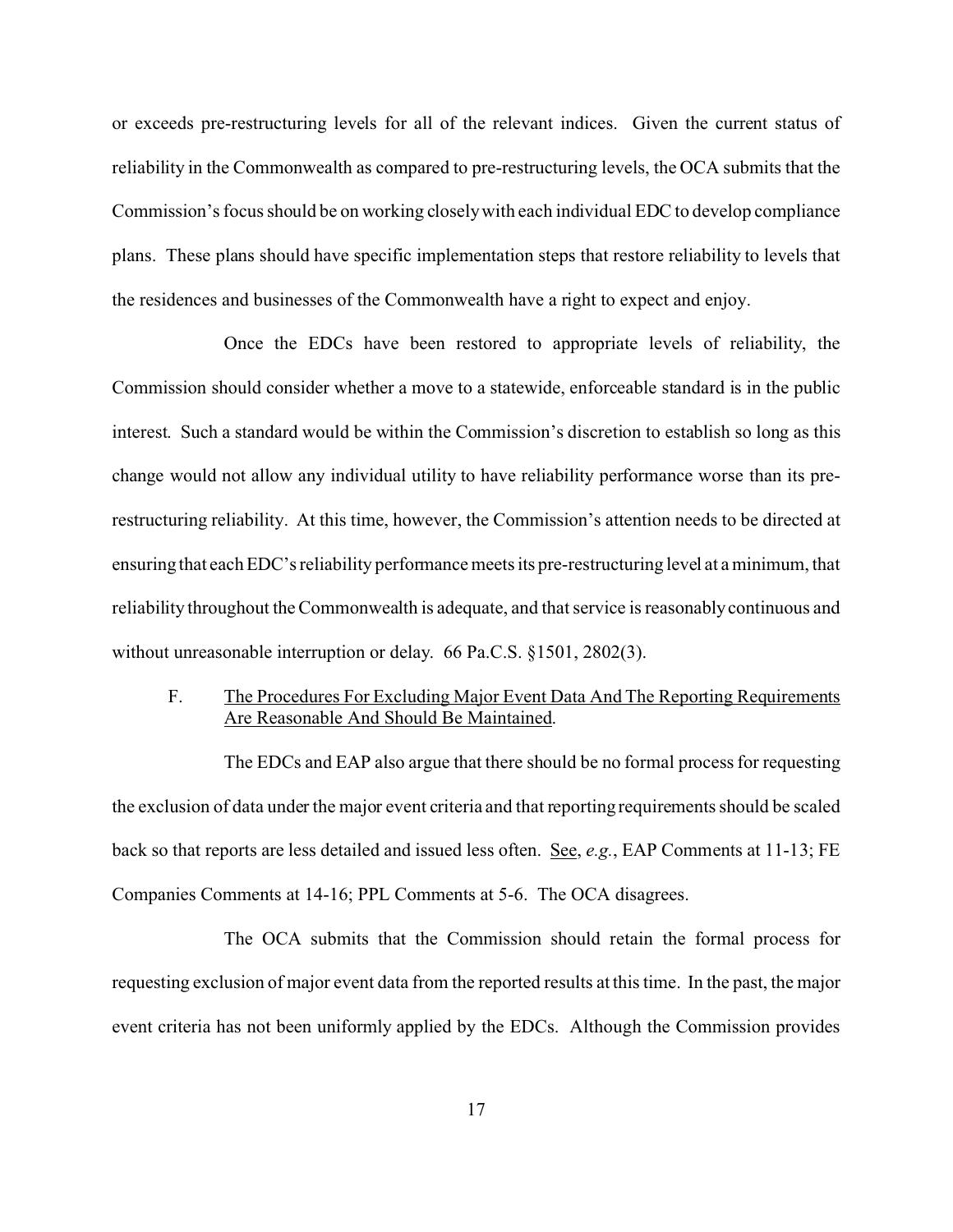or exceeds pre-restructuring levels for all of the relevant indices. Given the current status of reliability in the Commonwealth as compared to pre-restructuring levels, the OCA submits that the Commission's focus should be on working closely with each individual EDC to develop compliance plans. These plans should have specific implementation steps that restore reliability to levels that the residences and businesses of the Commonwealth have a right to expect and enjoy.

Once the EDCs have been restored to appropriate levels of reliability, the Commission should consider whether a move to a statewide, enforceable standard is in the public interest. Such a standard would be within the Commission's discretion to establish so long as this change would not allow any individual utility to have reliability performance worse than its pre-restructuring reliability. At this time, however, the Commission's attention needs to be directed at ensuring that each EDC's reliability performance meets its pre-restructuring level at a minimum, that reliability throughout the Commonwealth is adequate, and that service is reasonably continuous and without unreasonable interruption or delay. 66 Pa.C.S. §1501, 2802(3).

### F. <u>The Procedures For Excluding Major Event Data And The Reporting Requirements Are Reasonable And Should Be Maintained</u>.

The EDCs and EAP also argue that there should be no formal process for requesting the exclusion of data under the major event criteria and that reporting requirements should be scaled back so that reports are less detailed and issued less often. <u>See</u>, *e.g.*, EAP Comments at 11-13; FE Companies Comments at 14-16; PPL Comments at 5-6. The OCA disagrees.

The OCA submits that the Commission should retain the formal process for requesting exclusion of major event data from the reported results at this time. In the past, the major event criteria has not been uniformly applied by the EDCs. Although the Commission provides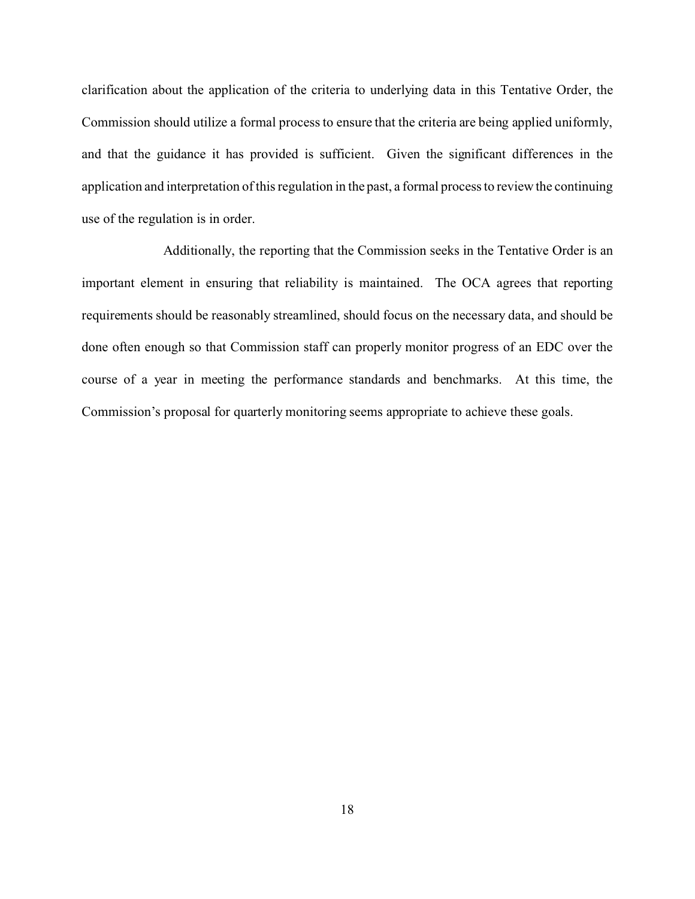clarification about the application of the criteria to underlying data in this Tentative Order, the Commission should utilize a formal process to ensure that the criteria are being applied uniformly, and that the guidance it has provided is sufficient. Given the significant differences in the application and interpretation of this regulation in the past, a formal process to review the continuing use of the regulation is in order.

Additionally, the reporting that the Commission seeks in the Tentative Order is an important element in ensuring that reliability is maintained. The OCA agrees that reporting requirements should be reasonably streamlined, should focus on the necessary data, and should be done often enough so that Commission staff can properly monitor progress of an EDC over the course of a year in meeting the performance standards and benchmarks. At this time, the Commission's proposal for quarterly monitoring seems appropriate to achieve these goals.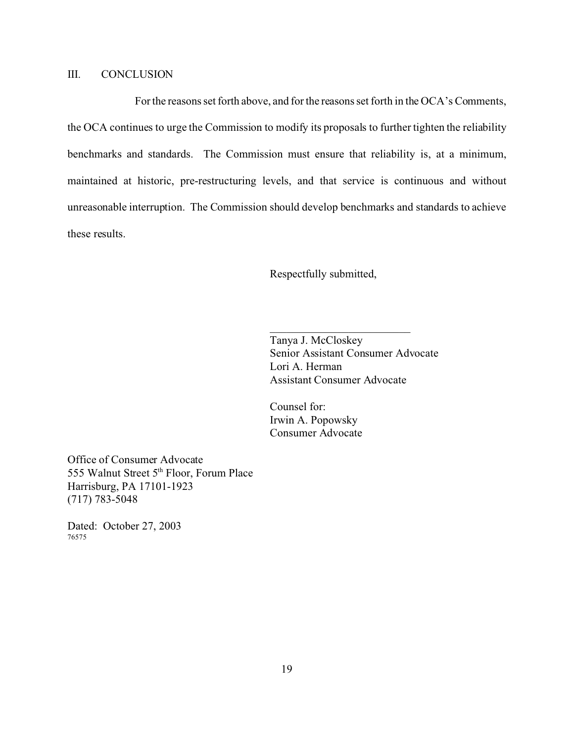## III. CONCLUSION

For the reasons set forth above, and for the reasons set forth in the OCA's Comments, the OCA continues to urge the Commission to modify its proposals to further tighten the reliability benchmarks and standards. The Commission must ensure that reliability is, at a minimum, maintained at historic, pre-restructuring levels, and that service is continuous and without unreasonable interruption. The Commission should develop benchmarks and standards to achieve these results.

Respectfully submitted,

_________________________
Tanya J. McCloskey
Senior Assistant Consumer Advocate
Lori A. Herman
Assistant Consumer Advocate

Counsel for:
Irwin A. Popowsky
Consumer Advocate

Office of Consumer Advocate
555 Walnut Street 5th Floor, Forum Place
Harrisburg, PA 17101-1923
(717) 783-5048

Dated: October 27, 2003
76575